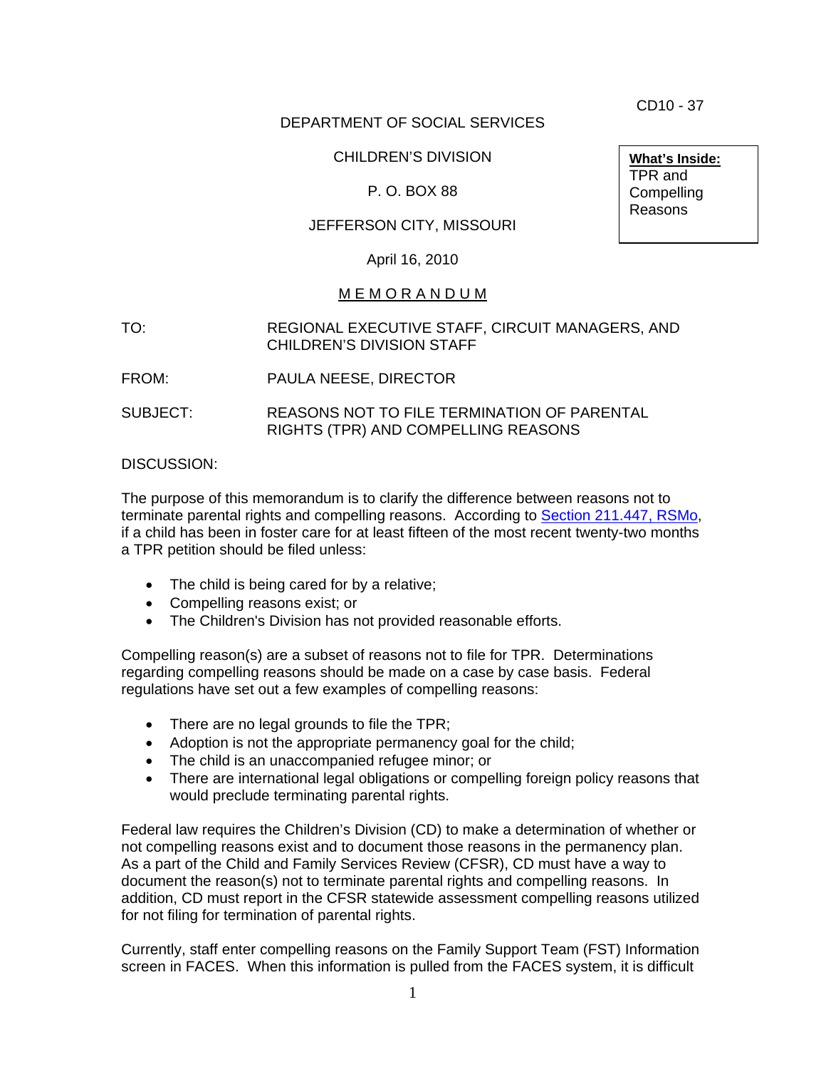CD10 - 37

DEPARTMENT OF SOCIAL SERVICES

CHILDREN'S DIVISION

P. O. BOX 88

JEFFERSON CITY, MISSOURI

April 16, 2010

**What's Inside:**
TPR and Compelling Reasons

# MEMORANDUM

TO: REGIONAL EXECUTIVE STAFF, CIRCUIT MANAGERS, AND CHILDREN'S DIVISION STAFF

FROM: PAULA NEESE, DIRECTOR

SUBJECT: REASONS NOT TO FILE TERMINATION OF PARENTAL RIGHTS (TPR) AND COMPELLING REASONS

DISCUSSION:

The purpose of this memorandum is to clarify the difference between reasons not to terminate parental rights and compelling reasons. According to Section 211.447, RSMo, if a child has been in foster care for at least fifteen of the most recent twenty-two months a TPR petition should be filed unless:

- The child is being cared for by a relative;
- Compelling reasons exist; or
- The Children's Division has not provided reasonable efforts.

Compelling reason(s) are a subset of reasons not to file for TPR. Determinations regarding compelling reasons should be made on a case by case basis. Federal regulations have set out a few examples of compelling reasons:

- There are no legal grounds to file the TPR;
- Adoption is not the appropriate permanency goal for the child;
- The child is an unaccompanied refugee minor; or
- There are international legal obligations or compelling foreign policy reasons that would preclude terminating parental rights.

Federal law requires the Children's Division (CD) to make a determination of whether or not compelling reasons exist and to document those reasons in the permanency plan. As a part of the Child and Family Services Review (CFSR), CD must have a way to document the reason(s) not to terminate parental rights and compelling reasons. In addition, CD must report in the CFSR statewide assessment compelling reasons utilized for not filing for termination of parental rights.

Currently, staff enter compelling reasons on the Family Support Team (FST) Information screen in FACES. When this information is pulled from the FACES system, it is difficult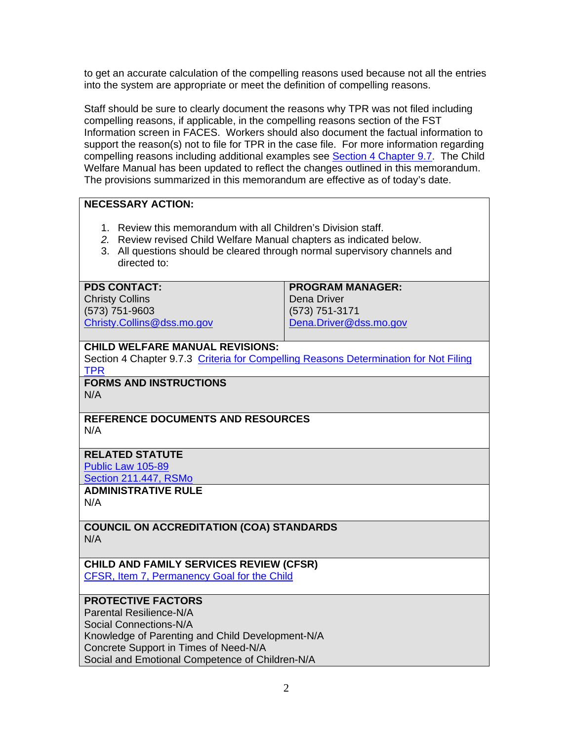to get an accurate calculation of the compelling reasons used because not all the entries into the system are appropriate or meet the definition of compelling reasons.

Staff should be sure to clearly document the reasons why TPR was not filed including compelling reasons, if applicable, in the compelling reasons section of the FST Information screen in FACES. Workers should also document the factual information to support the reason(s) not to file for TPR in the case file. For more information regarding compelling reasons including additional examples see Section 4 Chapter 9.7. The Child Welfare Manual has been updated to reflect the changes outlined in this memorandum. The provisions summarized in this memorandum are effective as of today's date.

**NECESSARY ACTION:**

1. Review this memorandum with all Children's Division staff.
2. Review revised Child Welfare Manual chapters as indicated below.
3. All questions should be cleared through normal supervisory channels and directed to:

| **PDS CONTACT:** | **PROGRAM MANAGER:** |
|---|---|
| Christy Collins<br>(573) 751-9603<br>Christy.Collins@dss.mo.gov | Dena Driver<br>(573) 751-3171<br>Dena.Driver@dss.mo.gov |

**CHILD WELFARE MANUAL REVISIONS:**
Section 4 Chapter 9.7.3 Criteria for Compelling Reasons Determination for Not Filing TPR

**FORMS AND INSTRUCTIONS**
N/A

**REFERENCE DOCUMENTS AND RESOURCES**
N/A

**RELATED STATUTE**
Public Law 105-89
Section 211.447, RSMo

**ADMINISTRATIVE RULE**
N/A

**COUNCIL ON ACCREDITATION (COA) STANDARDS**
N/A

**CHILD AND FAMILY SERVICES REVIEW (CFSR)**
CFSR, Item 7, Permanency Goal for the Child

**PROTECTIVE FACTORS**
Parental Resilience-N/A
Social Connections-N/A
Knowledge of Parenting and Child Development-N/A
Concrete Support in Times of Need-N/A
Social and Emotional Competence of Children-N/A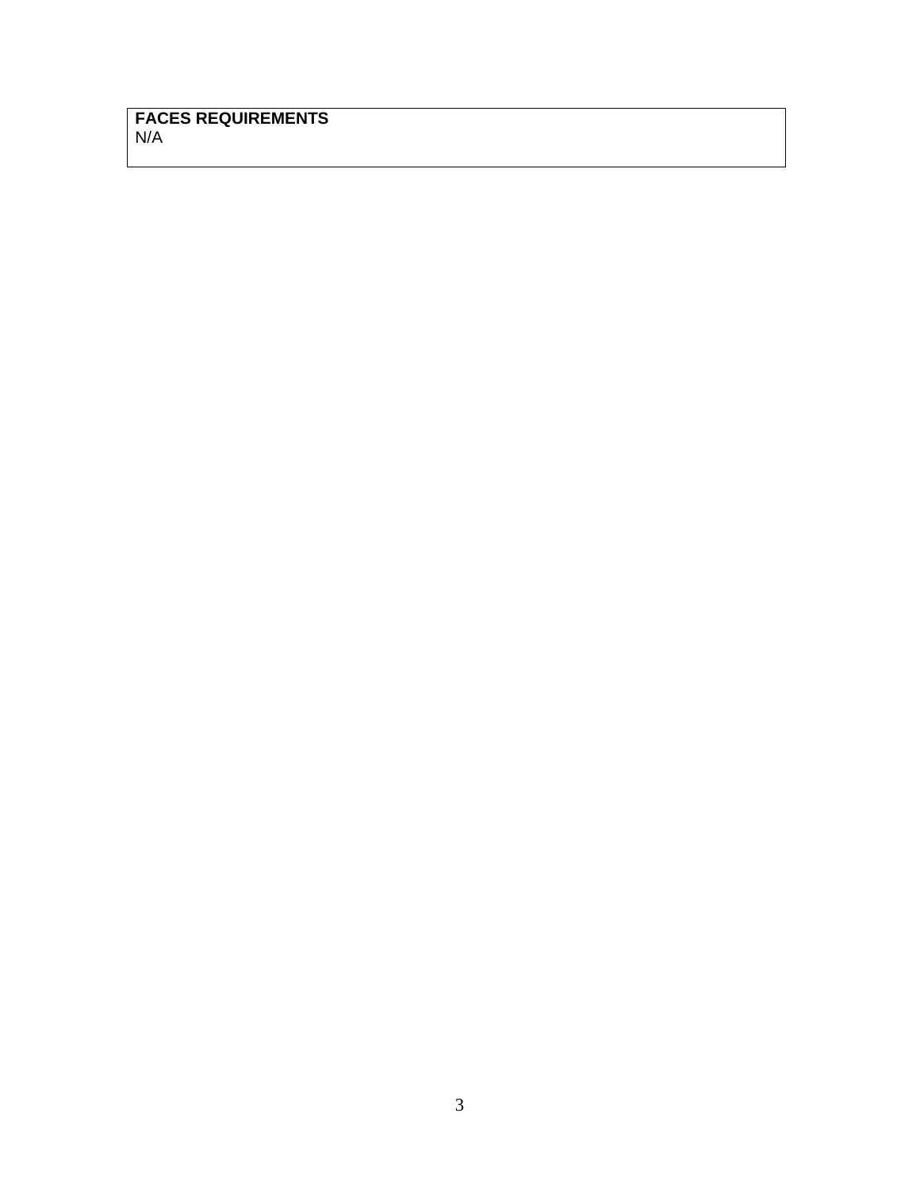**FACES REQUIREMENTS**
N/A